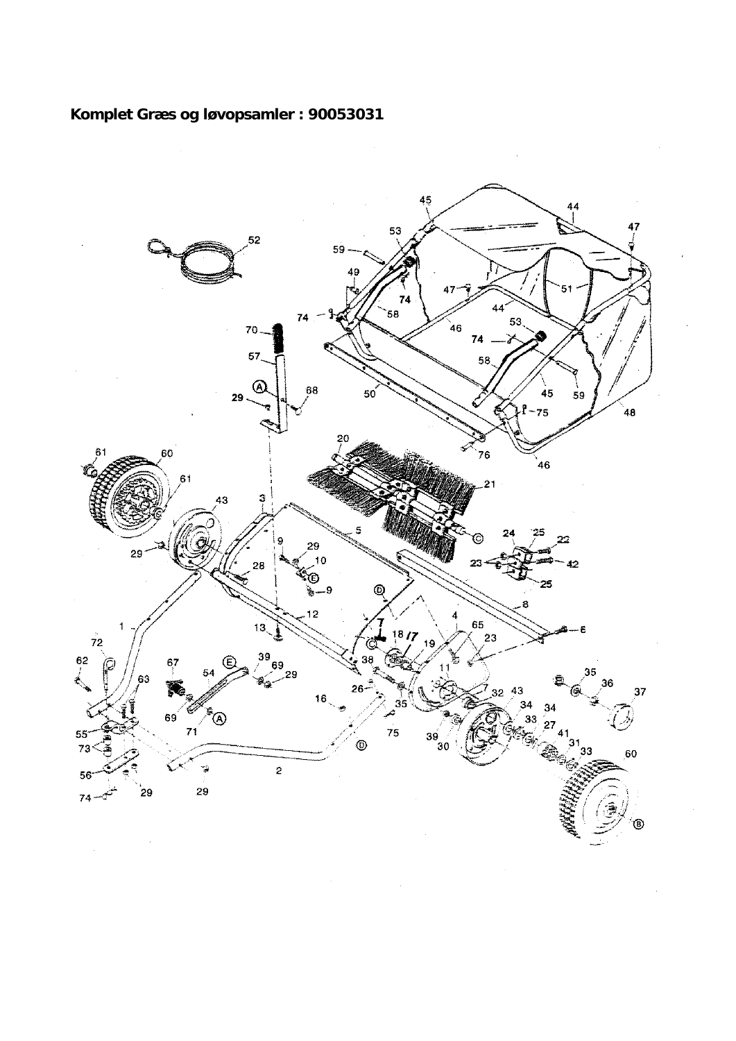**Komplet Græs og løvopsamler : 90053031**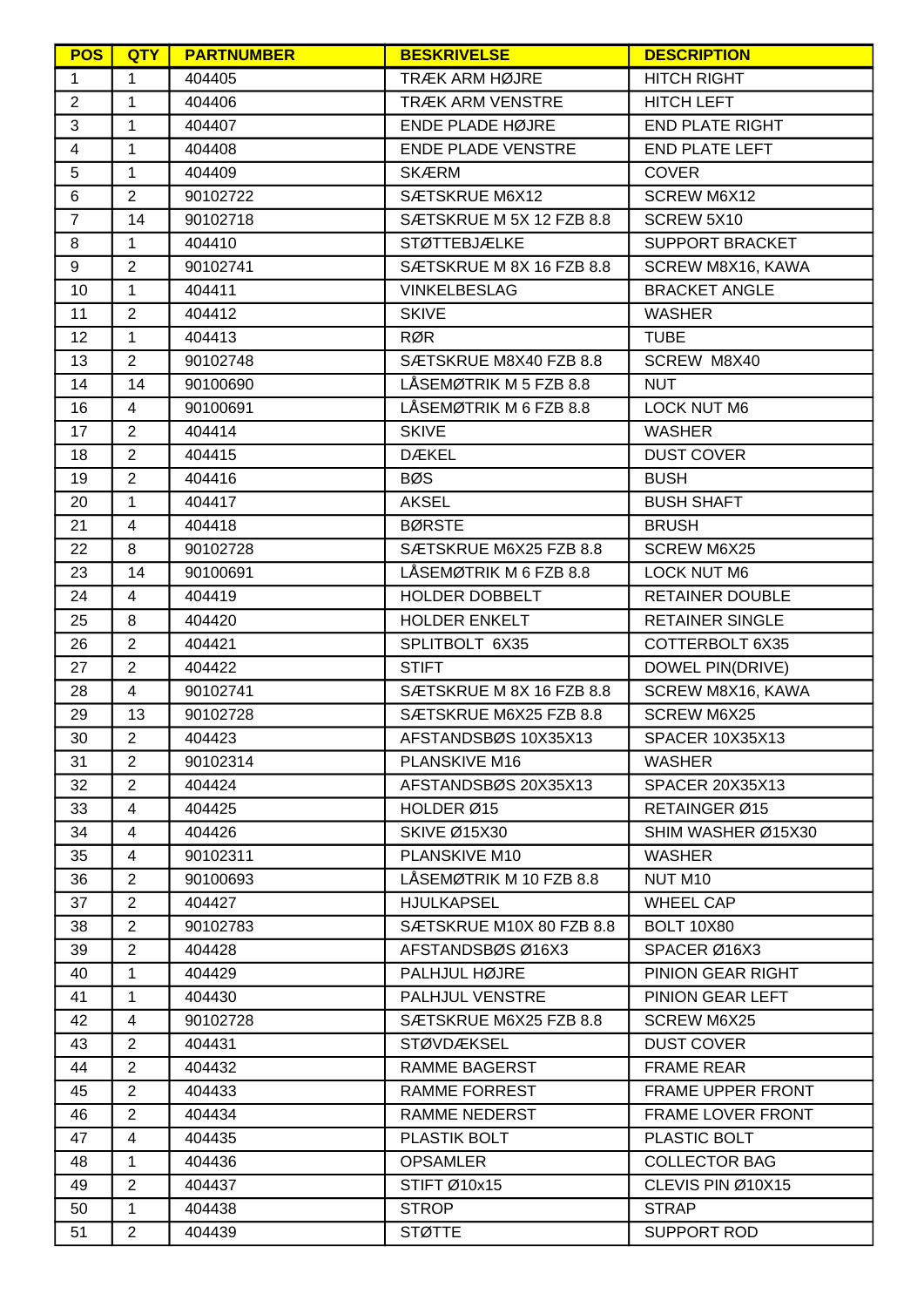| POS | QTY | PARTNUMBER | BESKRIVELSE | DESCRIPTION |
|---|---|---|---|---|
| 1 | 1 | 404405 | TRÆK ARM HØJRE | HITCH RIGHT |
| 2 | 1 | 404406 | TRÆK ARM VENSTRE | HITCH LEFT |
| 3 | 1 | 404407 | ENDE PLADE HØJRE | END PLATE RIGHT |
| 4 | 1 | 404408 | ENDE PLADE VENSTRE | END PLATE LEFT |
| 5 | 1 | 404409 | SKÆRM | COVER |
| 6 | 2 | 90102722 | SÆTSKRUE M6X12 | SCREW M6X12 |
| 7 | 14 | 90102718 | SÆTSKRUE M 5X 12 FZB 8.8 | SCREW 5X10 |
| 8 | 1 | 404410 | STØTTEBJÆLKE | SUPPORT BRACKET |
| 9 | 2 | 90102741 | SÆTSKRUE M 8X 16 FZB 8.8 | SCREW M8X16, KAWA |
| 10 | 1 | 404411 | VINKELBESLAG | BRACKET ANGLE |
| 11 | 2 | 404412 | SKIVE | WASHER |
| 12 | 1 | 404413 | RØR | TUBE |
| 13 | 2 | 90102748 | SÆTSKRUE M8X40 FZB 8.8 | SCREW  M8X40 |
| 14 | 14 | 90100690 | LÅSEMØTRIK M 5 FZB 8.8 | NUT |
| 16 | 4 | 90100691 | LÅSEMØTRIK M 6 FZB 8.8 | LOCK NUT M6 |
| 17 | 2 | 404414 | SKIVE | WASHER |
| 18 | 2 | 404415 | DÆKEL | DUST COVER |
| 19 | 2 | 404416 | BØS | BUSH |
| 20 | 1 | 404417 | AKSEL | BUSH SHAFT |
| 21 | 4 | 404418 | BØRSTE | BRUSH |
| 22 | 8 | 90102728 | SÆTSKRUE M6X25 FZB 8.8 | SCREW M6X25 |
| 23 | 14 | 90100691 | LÅSEMØTRIK M 6 FZB 8.8 | LOCK NUT M6 |
| 24 | 4 | 404419 | HOLDER DOBBELT | RETAINER DOUBLE |
| 25 | 8 | 404420 | HOLDER ENKELT | RETAINER SINGLE |
| 26 | 2 | 404421 | SPLITBOLT  6X35 | COTTERBOLT 6X35 |
| 27 | 2 | 404422 | STIFT | DOWEL PIN(DRIVE) |
| 28 | 4 | 90102741 | SÆTSKRUE M 8X 16 FZB 8.8 | SCREW M8X16, KAWA |
| 29 | 13 | 90102728 | SÆTSKRUE M6X25 FZB 8.8 | SCREW M6X25 |
| 30 | 2 | 404423 | AFSTANDSBØS 10X35X13 | SPACER 10X35X13 |
| 31 | 2 | 90102314 | PLANSKIVE M16 | WASHER |
| 32 | 2 | 404424 | AFSTANDSBØS 20X35X13 | SPACER 20X35X13 |
| 33 | 4 | 404425 | HOLDER Ø15 | RETAINGER Ø15 |
| 34 | 4 | 404426 | SKIVE Ø15X30 | SHIM WASHER Ø15X30 |
| 35 | 4 | 90102311 | PLANSKIVE M10 | WASHER |
| 36 | 2 | 90100693 | LÅSEMØTRIK M 10 FZB 8.8 | NUT M10 |
| 37 | 2 | 404427 | HJULKAPSEL | WHEEL CAP |
| 38 | 2 | 90102783 | SÆTSKRUE M10X 80 FZB 8.8 | BOLT 10X80 |
| 39 | 2 | 404428 | AFSTANDSBØS Ø16X3 | SPACER Ø16X3 |
| 40 | 1 | 404429 | PALHJUL HØJRE | PINION GEAR RIGHT |
| 41 | 1 | 404430 | PALHJUL VENSTRE | PINION GEAR LEFT |
| 42 | 4 | 90102728 | SÆTSKRUE M6X25 FZB 8.8 | SCREW M6X25 |
| 43 | 2 | 404431 | STØVDÆKSEL | DUST COVER |
| 44 | 2 | 404432 | RAMME BAGERST | FRAME REAR |
| 45 | 2 | 404433 | RAMME FORREST | FRAME UPPER FRONT |
| 46 | 2 | 404434 | RAMME NEDERST | FRAME LOVER FRONT |
| 47 | 4 | 404435 | PLASTIK BOLT | PLASTIC BOLT |
| 48 | 1 | 404436 | OPSAMLER | COLLECTOR BAG |
| 49 | 2 | 404437 | STIFT Ø10x15 | CLEVIS PIN Ø10X15 |
| 50 | 1 | 404438 | STROP | STRAP |
| 51 | 2 | 404439 | STØTTE | SUPPORT ROD |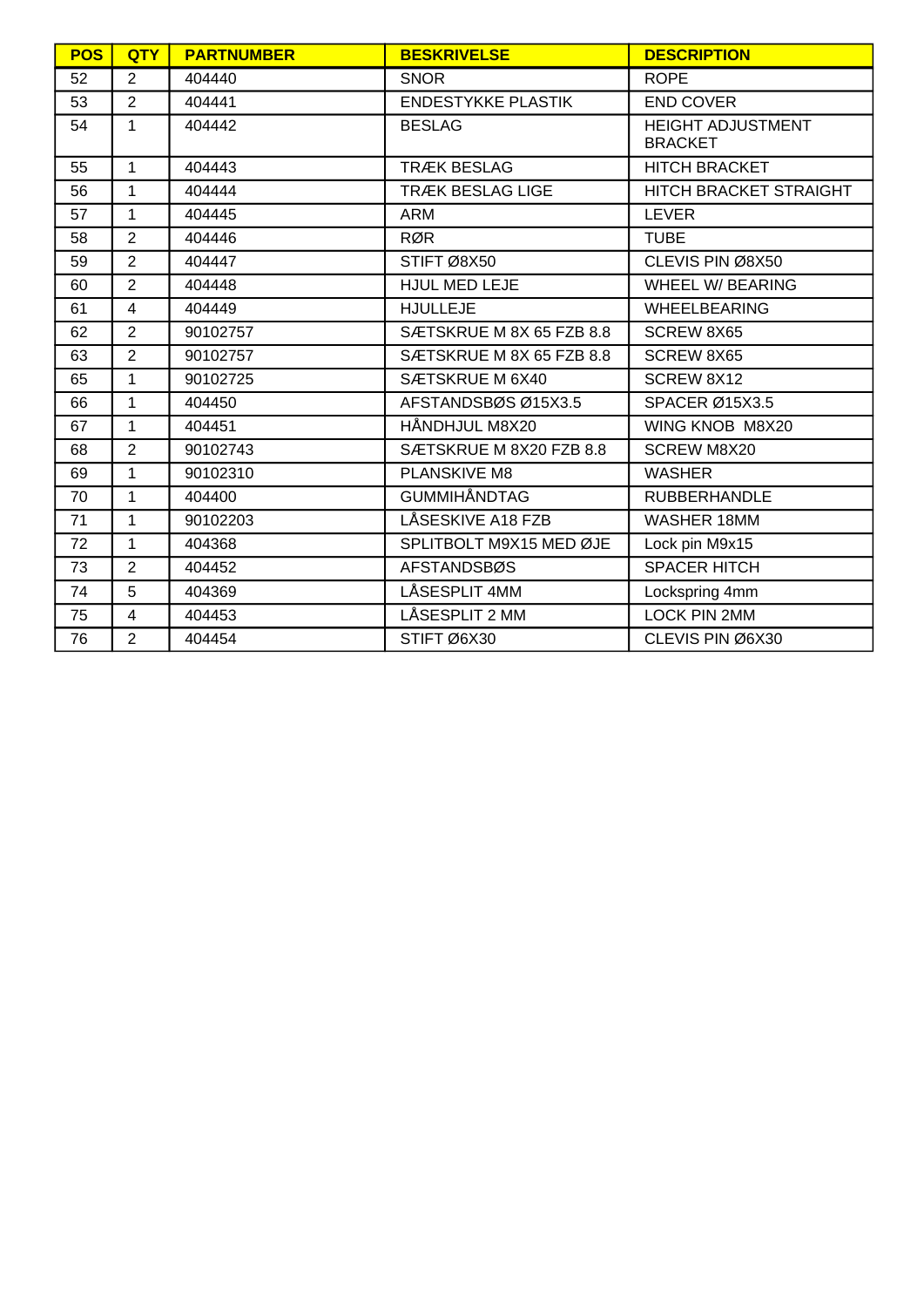| POS | QTY | PARTNUMBER | BESKRIVELSE | DESCRIPTION |
|---|---|---|---|---|
| 52 | 2 | 404440 | SNOR | ROPE |
| 53 | 2 | 404441 | ENDESTYKKE PLASTIK | END COVER |
| 54 | 1 | 404442 | BESLAG | HEIGHT ADJUSTMENT BRACKET |
| 55 | 1 | 404443 | TRÆK BESLAG | HITCH BRACKET |
| 56 | 1 | 404444 | TRÆK BESLAG LIGE | HITCH BRACKET STRAIGHT |
| 57 | 1 | 404445 | ARM | LEVER |
| 58 | 2 | 404446 | RØR | TUBE |
| 59 | 2 | 404447 | STIFT Ø8X50 | CLEVIS PIN Ø8X50 |
| 60 | 2 | 404448 | HJUL MED LEJE | WHEEL W/ BEARING |
| 61 | 4 | 404449 | HJULLEJE | WHEELBEARING |
| 62 | 2 | 90102757 | SÆTSKRUE M 8X 65 FZB 8.8 | SCREW 8X65 |
| 63 | 2 | 90102757 | SÆTSKRUE M 8X 65 FZB 8.8 | SCREW 8X65 |
| 65 | 1 | 90102725 | SÆTSKRUE M 6X40 | SCREW 8X12 |
| 66 | 1 | 404450 | AFSTANDSBØS Ø15X3.5 | SPACER Ø15X3.5 |
| 67 | 1 | 404451 | HÅNDHJUL M8X20 | WING KNOB M8X20 |
| 68 | 2 | 90102743 | SÆTSKRUE M 8X20 FZB 8.8 | SCREW M8X20 |
| 69 | 1 | 90102310 | PLANSKIVE M8 | WASHER |
| 70 | 1 | 404400 | GUMMIHÅNDTAG | RUBBERHANDLE |
| 71 | 1 | 90102203 | LÅSESKIVE A18 FZB | WASHER 18MM |
| 72 | 1 | 404368 | SPLITBOLT M9X15 MED ØJE | Lock pin M9x15 |
| 73 | 2 | 404452 | AFSTANDSBØS | SPACER HITCH |
| 74 | 5 | 404369 | LÅSESPLIT 4MM | Lockspring 4mm |
| 75 | 4 | 404453 | LÅSESPLIT 2 MM | LOCK PIN 2MM |
| 76 | 2 | 404454 | STIFT Ø6X30 | CLEVIS PIN Ø6X30 |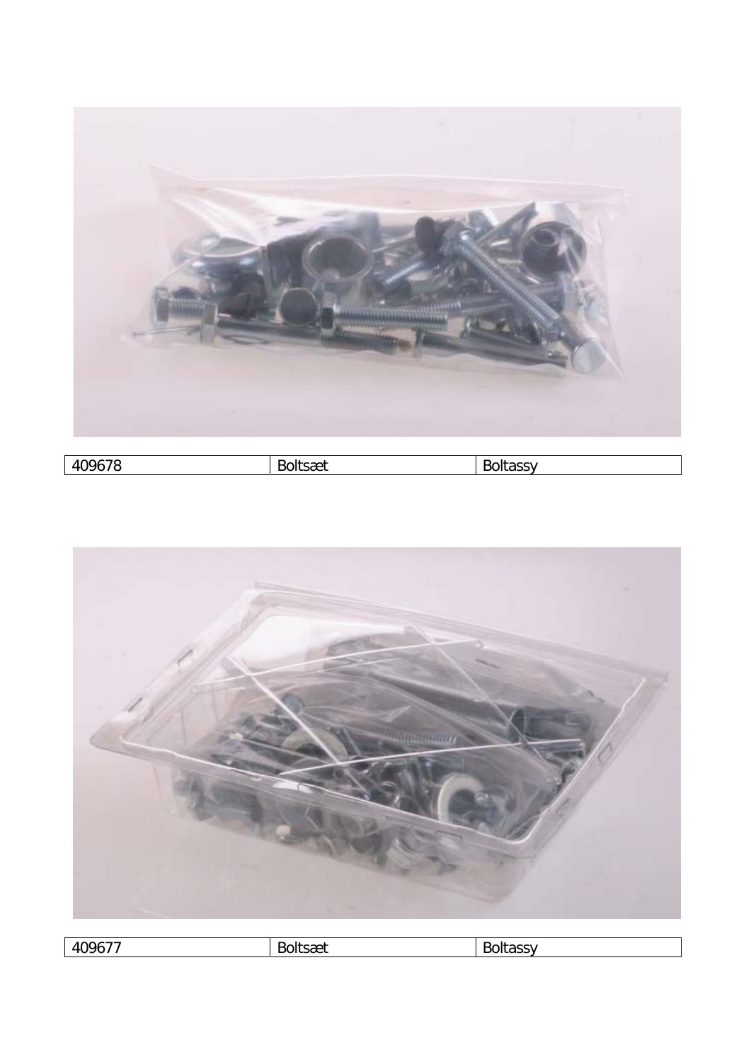| | | |
|---|---|---|
| 409678 | Boltsæt | Boltassy |

| | | |
|---|---|---|
| 409677 | Boltsæt | Boltassy |